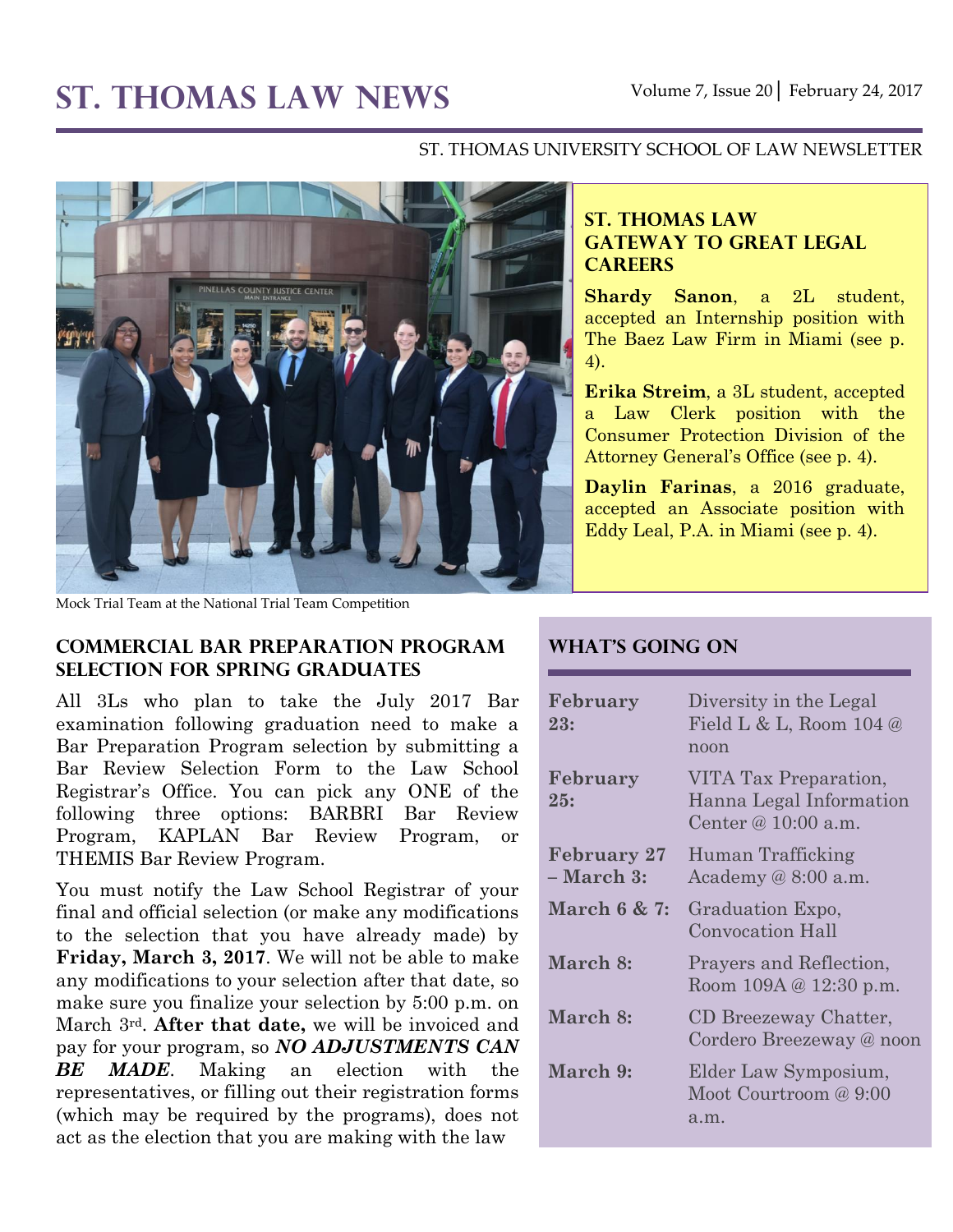# St. Thomas Law News

Volume 7, Issue 20 | February 24, 2017

ST. THOMAS UNIVERSITY SCHOOL OF LAW NEWSLETTER

Mock Trial Team at the National Trial Team Competition

## St. Thomas Law Gateway to Great Legal Careers

**Shardy Sanon**, a 2L student, accepted an Internship position with The Baez Law Firm in Miami (see p. 4).

**Erika Streim**, a 3L student, accepted a Law Clerk position with the Consumer Protection Division of the Attorney General's Office (see p. 4).

**Daylin Farinas**, a 2016 graduate, accepted an Associate position with Eddy Leal, P.A. in Miami (see p. 4).

## Commercial Bar Preparation Program Selection for Spring Graduates

All 3Ls who plan to take the July 2017 Bar examination following graduation need to make a Bar Preparation Program selection by submitting a Bar Review Selection Form to the Law School Registrar's Office. You can pick any ONE of the following three options: BARBRI Bar Review Program, KAPLAN Bar Review Program, or THEMIS Bar Review Program.

You must notify the Law School Registrar of your final and official selection (or make any modifications to the selection that you have already made) by **Friday, March 3, 2017**. We will not be able to make any modifications to your selection after that date, so make sure you finalize your selection by 5:00 p.m. on March 3rd. **After that date,** we will be invoiced and pay for your program, so ***NO ADJUSTMENTS CAN BE MADE***. Making an election with the representatives, or filling out their registration forms (which may be required by the programs), does not act as the election that you are making with the law

## What's Going On

| | |
|---|---|
| **February 23:** | Diversity in the Legal Field L & L, Room 104 @ noon |
| **February 25:** | VITA Tax Preparation, Hanna Legal Information Center @ 10:00 a.m. |
| **February 27 – March 3:** | Human Trafficking Academy @ 8:00 a.m. |
| **March 6 & 7:** | Graduation Expo, Convocation Hall |
| **March 8:** | Prayers and Reflection, Room 109A @ 12:30 p.m. |
| **March 8:** | CD Breezeway Chatter, Cordero Breezeway @ noon |
| **March 9:** | Elder Law Symposium, Moot Courtroom @ 9:00 a.m. |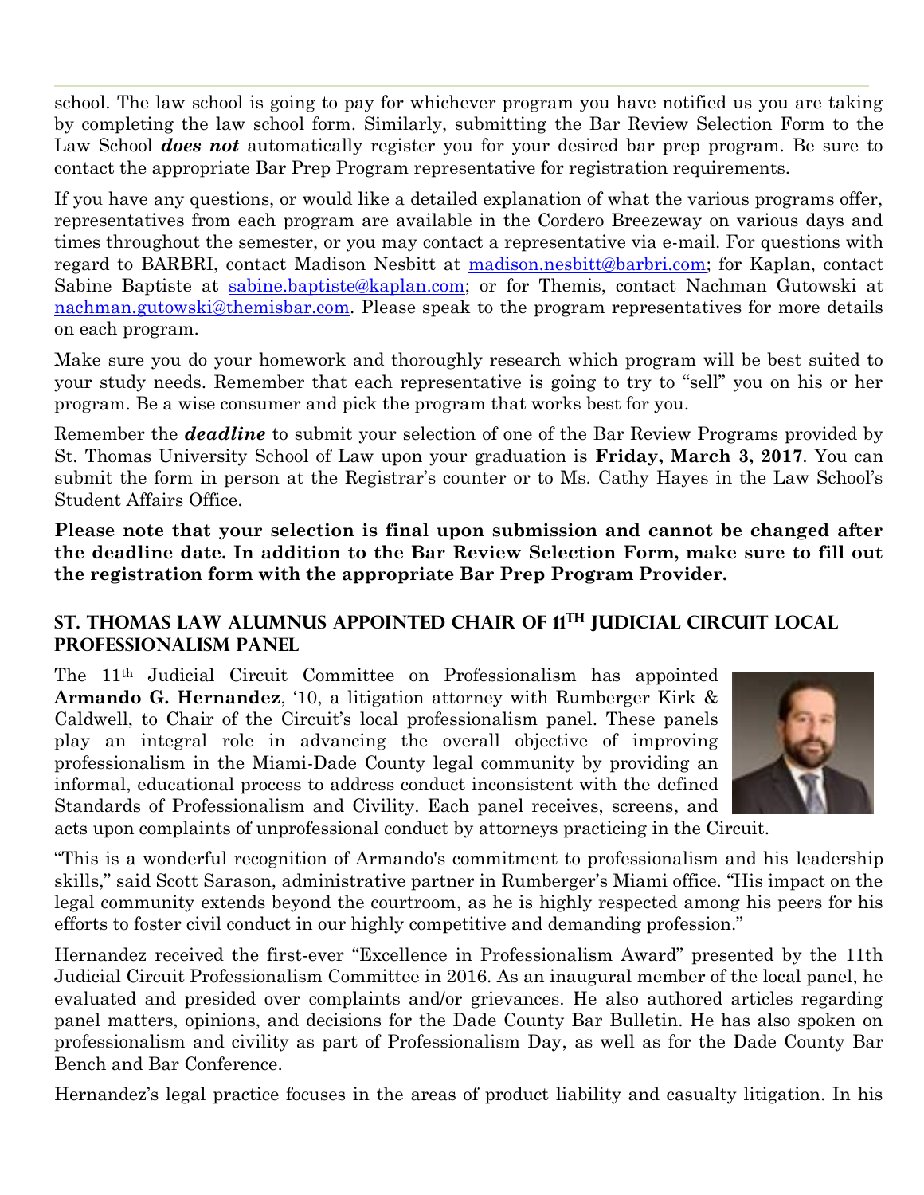school. The law school is going to pay for whichever program you have notified us you are taking by completing the law school form. Similarly, submitting the Bar Review Selection Form to the Law School ***does not*** automatically register you for your desired bar prep program. Be sure to contact the appropriate Bar Prep Program representative for registration requirements.

If you have any questions, or would like a detailed explanation of what the various programs offer, representatives from each program are available in the Cordero Breezeway on various days and times throughout the semester, or you may contact a representative via e-mail. For questions with regard to BARBRI, contact Madison Nesbitt at madison.nesbitt@barbri.com; for Kaplan, contact Sabine Baptiste at sabine.baptiste@kaplan.com; or for Themis, contact Nachman Gutowski at nachman.gutowski@themisbar.com. Please speak to the program representatives for more details on each program.

Make sure you do your homework and thoroughly research which program will be best suited to your study needs. Remember that each representative is going to try to "sell" you on his or her program. Be a wise consumer and pick the program that works best for you.

Remember the ***deadline*** to submit your selection of one of the Bar Review Programs provided by St. Thomas University School of Law upon your graduation is **Friday, March 3, 2017**. You can submit the form in person at the Registrar's counter or to Ms. Cathy Hayes in the Law School's Student Affairs Office.

**Please note that your selection is final upon submission and cannot be changed after the deadline date. In addition to the Bar Review Selection Form, make sure to fill out the registration form with the appropriate Bar Prep Program Provider.**

## St. Thomas Law Alumnus Appointed Chair of 11th Judicial Circuit Local Professionalism Panel

The 11th Judicial Circuit Committee on Professionalism has appointed **Armando G. Hernandez**, '10, a litigation attorney with Rumberger Kirk & Caldwell, to Chair of the Circuit's local professionalism panel. These panels play an integral role in advancing the overall objective of improving professionalism in the Miami-Dade County legal community by providing an informal, educational process to address conduct inconsistent with the defined Standards of Professionalism and Civility. Each panel receives, screens, and acts upon complaints of unprofessional conduct by attorneys practicing in the Circuit.

"This is a wonderful recognition of Armando's commitment to professionalism and his leadership skills," said Scott Sarason, administrative partner in Rumberger's Miami office. "His impact on the legal community extends beyond the courtroom, as he is highly respected among his peers for his efforts to foster civil conduct in our highly competitive and demanding profession."

Hernandez received the first-ever "Excellence in Professionalism Award" presented by the 11th Judicial Circuit Professionalism Committee in 2016. As an inaugural member of the local panel, he evaluated and presided over complaints and/or grievances. He also authored articles regarding panel matters, opinions, and decisions for the Dade County Bar Bulletin. He has also spoken on professionalism and civility as part of Professionalism Day, as well as for the Dade County Bar Bench and Bar Conference.

Hernandez's legal practice focuses in the areas of product liability and casualty litigation. In his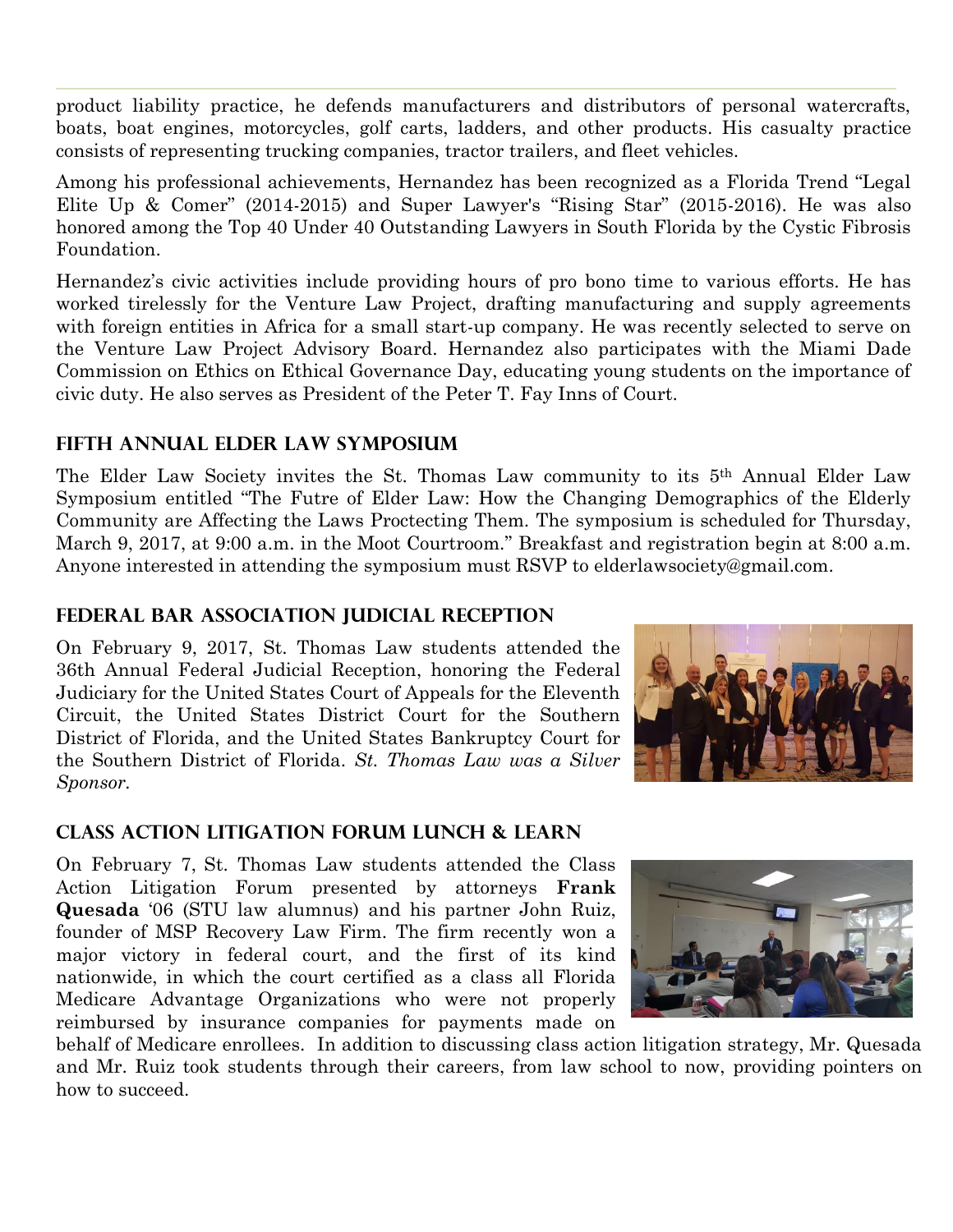product liability practice, he defends manufacturers and distributors of personal watercrafts, boats, boat engines, motorcycles, golf carts, ladders, and other products. His casualty practice consists of representing trucking companies, tractor trailers, and fleet vehicles.

Among his professional achievements, Hernandez has been recognized as a Florida Trend "Legal Elite Up & Comer" (2014-2015) and Super Lawyer's "Rising Star" (2015-2016). He was also honored among the Top 40 Under 40 Outstanding Lawyers in South Florida by the Cystic Fibrosis Foundation.

Hernandez's civic activities include providing hours of pro bono time to various efforts. He has worked tirelessly for the Venture Law Project, drafting manufacturing and supply agreements with foreign entities in Africa for a small start-up company. He was recently selected to serve on the Venture Law Project Advisory Board. Hernandez also participates with the Miami Dade Commission on Ethics on Ethical Governance Day, educating young students on the importance of civic duty. He also serves as President of the Peter T. Fay Inns of Court.

## Fifth Annual Elder Law Symposium

The Elder Law Society invites the St. Thomas Law community to its 5th Annual Elder Law Symposium entitled "The Futre of Elder Law: How the Changing Demographics of the Elderly Community are Affecting the Laws Proctecting Them. The symposium is scheduled for Thursday, March 9, 2017, at 9:00 a.m. in the Moot Courtroom." Breakfast and registration begin at 8:00 a.m. Anyone interested in attending the symposium must RSVP to elderlawsociety@gmail.com.

## Federal Bar Association Judicial Reception

On February 9, 2017, St. Thomas Law students attended the 36th Annual Federal Judicial Reception, honoring the Federal Judiciary for the United States Court of Appeals for the Eleventh Circuit, the United States District Court for the Southern District of Florida, and the United States Bankruptcy Court for the Southern District of Florida. *St. Thomas Law was a Silver Sponsor.*

## Class Action Litigation Forum Lunch & Learn

On February 7, St. Thomas Law students attended the Class Action Litigation Forum presented by attorneys **Frank Quesada** '06 (STU law alumnus) and his partner John Ruiz, founder of MSP Recovery Law Firm. The firm recently won a major victory in federal court, and the first of its kind nationwide, in which the court certified as a class all Florida Medicare Advantage Organizations who were not properly reimbursed by insurance companies for payments made on behalf of Medicare enrollees. In addition to discussing class action litigation strategy, Mr. Quesada and Mr. Ruiz took students through their careers, from law school to now, providing pointers on how to succeed.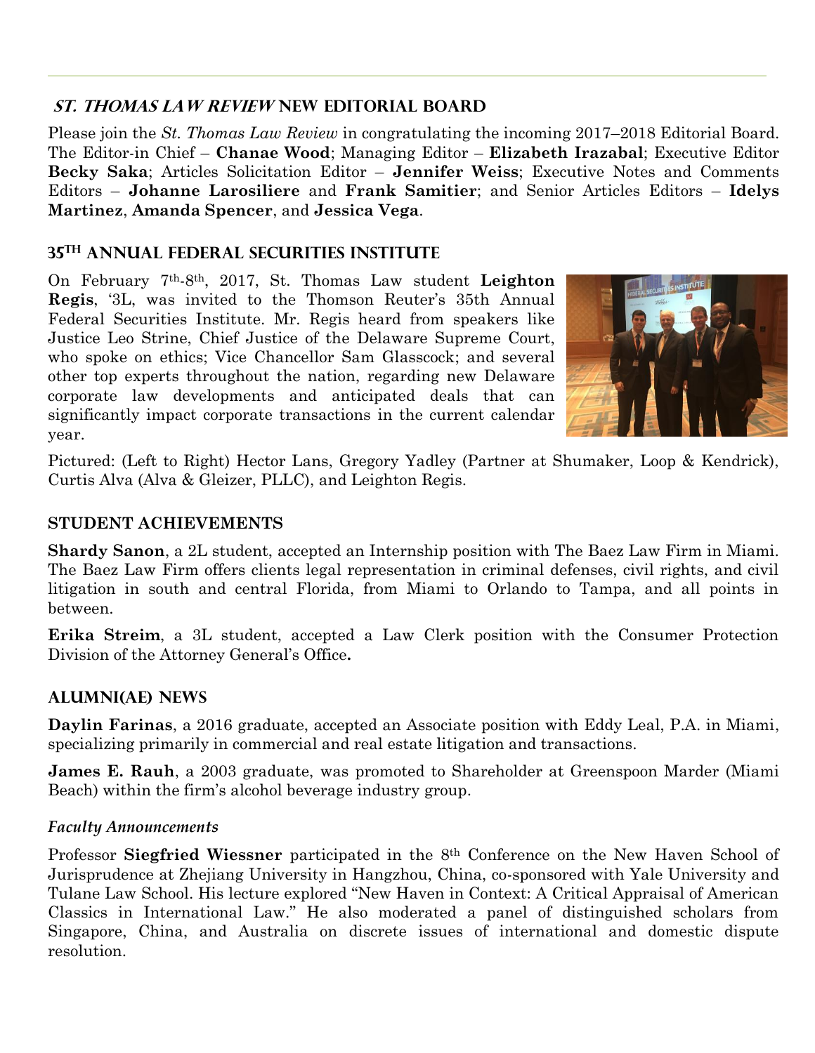## *St. Thomas Law Review* New Editorial Board

Please join the *St. Thomas Law Review* in congratulating the incoming 2017–2018 Editorial Board. The Editor-in Chief – **Chanae Wood**; Managing Editor – **Elizabeth Irazabal**; Executive Editor **Becky Saka**; Articles Solicitation Editor – **Jennifer Weiss**; Executive Notes and Comments Editors – **Johanne Larosiliere** and **Frank Samitier**; and Senior Articles Editors – **Idelys Martinez**, **Amanda Spencer**, and **Jessica Vega**.

## 35th Annual Federal Securities Institute

On February 7th-8th, 2017, St. Thomas Law student **Leighton Regis**, '3L, was invited to the Thomson Reuter's 35th Annual Federal Securities Institute. Mr. Regis heard from speakers like Justice Leo Strine, Chief Justice of the Delaware Supreme Court, who spoke on ethics; Vice Chancellor Sam Glasscock; and several other top experts throughout the nation, regarding new Delaware corporate law developments and anticipated deals that can significantly impact corporate transactions in the current calendar year.

Pictured: (Left to Right) Hector Lans, Gregory Yadley (Partner at Shumaker, Loop & Kendrick), Curtis Alva (Alva & Gleizer, PLLC), and Leighton Regis.

## Student Achievements

**Shardy Sanon**, a 2L student, accepted an Internship position with The Baez Law Firm in Miami. The Baez Law Firm offers clients legal representation in criminal defenses, civil rights, and civil litigation in south and central Florida, from Miami to Orlando to Tampa, and all points in between.

**Erika Streim**, a 3L student, accepted a Law Clerk position with the Consumer Protection Division of the Attorney General's Office.

## Alumni(ae) News

**Daylin Farinas**, a 2016 graduate, accepted an Associate position with Eddy Leal, P.A. in Miami, specializing primarily in commercial and real estate litigation and transactions.

**James E. Rauh**, a 2003 graduate, was promoted to Shareholder at Greenspoon Marder (Miami Beach) within the firm's alcohol beverage industry group.

### *Faculty Announcements*

Professor **Siegfried Wiessner** participated in the 8th Conference on the New Haven School of Jurisprudence at Zhejiang University in Hangzhou, China, co-sponsored with Yale University and Tulane Law School. His lecture explored "New Haven in Context: A Critical Appraisal of American Classics in International Law." He also moderated a panel of distinguished scholars from Singapore, China, and Australia on discrete issues of international and domestic dispute resolution.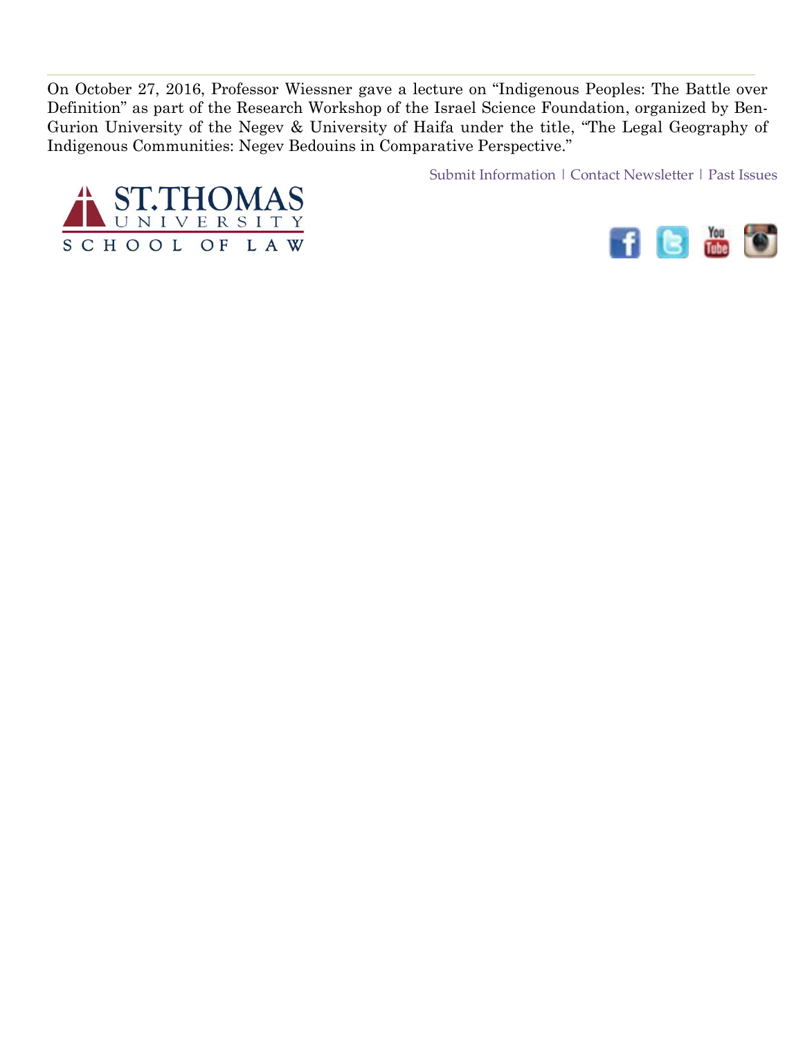On October 27, 2016, Professor Wiessner gave a lecture on "Indigenous Peoples: The Battle over Definition" as part of the Research Workshop of the Israel Science Foundation, organized by Ben-Gurion University of the Negev & University of Haifa under the title, "The Legal Geography of Indigenous Communities: Negev Bedouins in Comparative Perspective."

Submit Information | Contact Newsletter | Past Issues

ST.THOMAS UNIVERSITY SCHOOL OF LAW